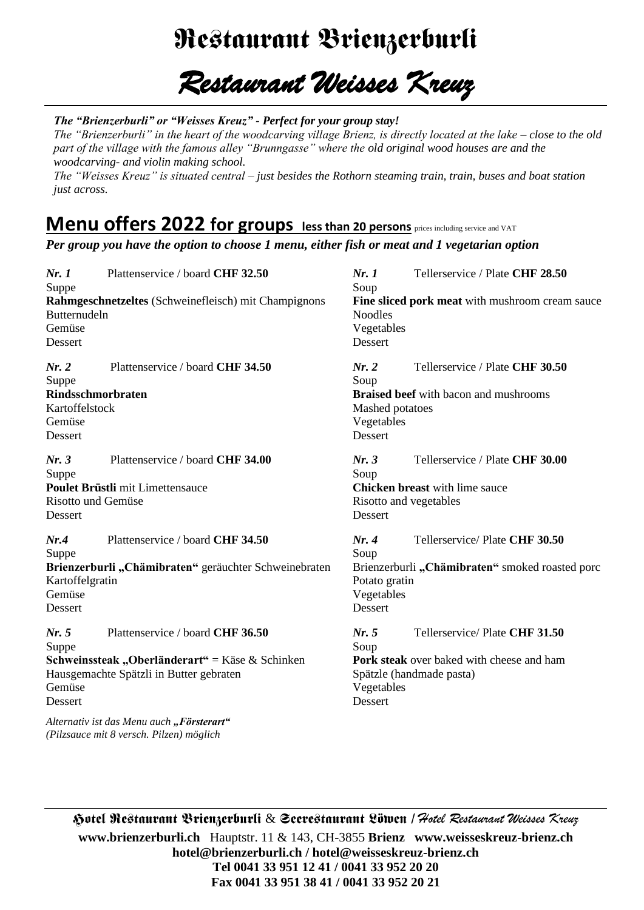# Restaurant Brienzerburli

# *Restaurant Weisses Kreuz*

***The "Brienzerburli" or "Weisses Kreuz" - Perfect for your group stay!***

*The "Brienzerburli" in the heart of the woodcarving village Brienz, is directly located at the lake – close to the old part of the village with the famous alley "Brunngasse" where the old original wood houses are and the woodcarving- and violin making school.*

*The "Weisses Kreuz" is situated central – just besides the Rothorn steaming train, train, buses and boat station just across.*

## Menu offers 2022 for groups less than 20 persons prices including service and VAT

***Per group you have the option to choose 1 menu, either fish or meat and 1 vegetarian option***

***Nr. 1*** Plattenservice / board **CHF 32.50**
Suppe
**Rahmgeschnetzeltes** (Schweinefleisch) mit Champignons
Butternudeln
Gemüse
Dessert

***Nr. 2*** Plattenservice / board **CHF 34.50**
Suppe
**Rindsschmorbraten**
Kartoffelstock
Gemüse
Dessert

***Nr. 3*** Plattenservice / board **CHF 34.00**
Suppe
**Poulet Brüstli** mit Limettensauce
Risotto und Gemüse
Dessert

***Nr.4*** Plattenservice / board **CHF 34.50**
Suppe
**Brienzerburli „Chämibraten"** geräuchter Schweinebraten
Kartoffelgratin
Gemüse
Dessert

***Nr. 5*** Plattenservice / board **CHF 36.50**
Suppe
**Schweinssteak „Oberländerart"** = Käse & Schinken
Hausgemachte Spätzli in Butter gebraten
Gemüse
Dessert

*Alternativ ist das Menu auch **„Försterart"***
*(Pilzsauce mit 8 versch. Pilzen) möglich*

***Nr. 1*** Tellerservice / Plate **CHF 28.50**
Soup
**Fine sliced pork meat** with mushroom cream sauce
Noodles
Vegetables
Dessert

***Nr. 2*** Tellerservice / Plate **CHF 30.50**
Soup
**Braised beef** with bacon and mushrooms
Mashed potatoes
Vegetables
Dessert

***Nr. 3*** Tellerservice / Plate **CHF 30.00**
Soup
**Chicken breast** with lime sauce
Risotto and vegetables
Dessert

***Nr. 4*** Tellerservice/ Plate **CHF 30.50**
Soup
Brienzerburli **„Chämibraten"** smoked roasted porc
Potato gratin
Vegetables
Dessert

***Nr. 5*** Tellerservice/ Plate **CHF 31.50**
Soup
**Pork steak** over baked with cheese and ham
Spätzle (handmade pasta)
Vegetables
Dessert

Hotel Restaurant Brienzerburli & Seerestaurant Löwen / *Hotel Restaurant Weisses Kreuz*
**www.brienzerburli.ch** Hauptstr. 11 & 143, CH-3855 **Brienz** **www.weisseskreuz-brienz.ch**
**hotel@brienzerburli.ch / hotel@weisseskreuz-brienz.ch**
**Tel 0041 33 951 12 41 / 0041 33 952 20 20**
**Fax 0041 33 951 38 41 / 0041 33 952 20 21**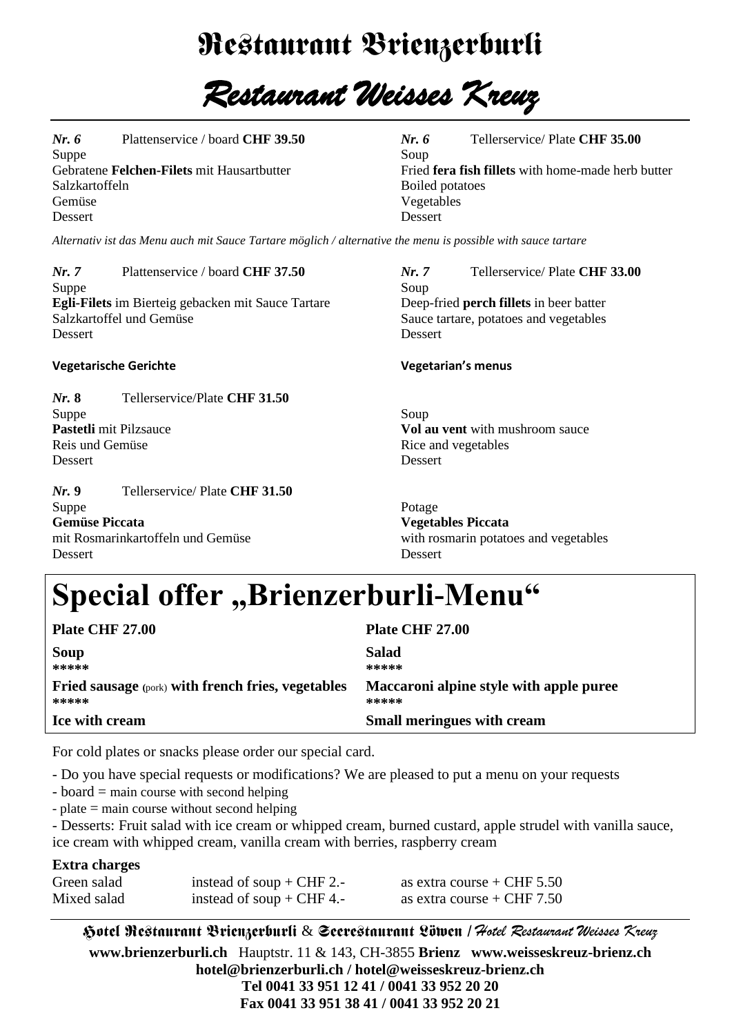# Restaurant Brienzerburli

# *Restaurant Weisses Kreuz*

*Nr. 6* Plattenservice / board **CHF 39.50**
Suppe
Gebratene **Felchen-Filets** mit Hausartbutter
Salzkartoffeln
Gemüse
Dessert

*Nr. 6* Tellerservice/ Plate **CHF 35.00**
Soup
Fried **fera fish fillets** with home-made herb butter
Boiled potatoes
Vegetables
Dessert

*Alternativ ist das Menu auch mit Sauce Tartare möglich / alternative the menu is possible with sauce tartare*

*Nr. 7* Plattenservice / board **CHF 37.50**
Suppe
**Egli-Filets** im Bierteig gebacken mit Sauce Tartare
Salzkartoffel und Gemüse
Dessert

*Nr. 7* Tellerservice/ Plate **CHF 33.00**
Soup
Deep-fried **perch fillets** in beer batter
Sauce tartare, potatoes and vegetables
Dessert

**Vegetarische Gerichte** / **Vegetarian's menus**

*Nr.* **8** Tellerservice/Plate **CHF 31.50**
Suppe
**Pastetli** mit Pilzsauce
Reis und Gemüse
Dessert

Soup
**Vol au vent** with mushroom sauce
Rice and vegetables
Dessert

*Nr.* **9** Tellerservice/ Plate **CHF 31.50**
Suppe
**Gemüse Piccata**
mit Rosmarinkartoffeln und Gemüse
Dessert

Potage
**Vegetables Piccata**
with rosmarin potatoes and vegetables
Dessert

# Special offer „Brienzerburli-Menu"

| | |
|---|---|
| **Plate CHF 27.00** | **Plate CHF 27.00** |
| **Soup** | **Salad** |
| ***** | ***** |
| **Fried sausage** (pork) **with french fries, vegetables** | **Maccaroni alpine style with apple puree** |
| ***** | ***** |
| **Ice with cream** | **Small meringues with cream** |

For cold plates or snacks please order our special card.

- Do you have special requests or modifications? We are pleased to put a menu on your requests
- board = main course with second helping
- plate = main course without second helping
- Desserts: Fruit salad with ice cream or whipped cream, burned custard, apple strudel with vanilla sauce, ice cream with whipped cream, vanilla cream with berries, raspberry cream

**Extra charges**

| | | |
|---|---|---|
| Green salad | instead of soup + CHF 2.- | as extra course + CHF 5.50 |
| Mixed salad | instead of soup + CHF 4.- | as extra course + CHF 7.50 |

Hotel Restaurant Brienzerburli & Seerestaurant Löwen / *Hotel Restaurant Weisses Kreuz*

**www.brienzerburli.ch** Hauptstr. 11 & 143, CH-3855 **Brienz** **www.weisseskreuz-brienz.ch**
**hotel@brienzerburli.ch / hotel@weisseskreuz-brienz.ch**
**Tel 0041 33 951 12 41 / 0041 33 952 20 20**
**Fax 0041 33 951 38 41 / 0041 33 952 20 21**